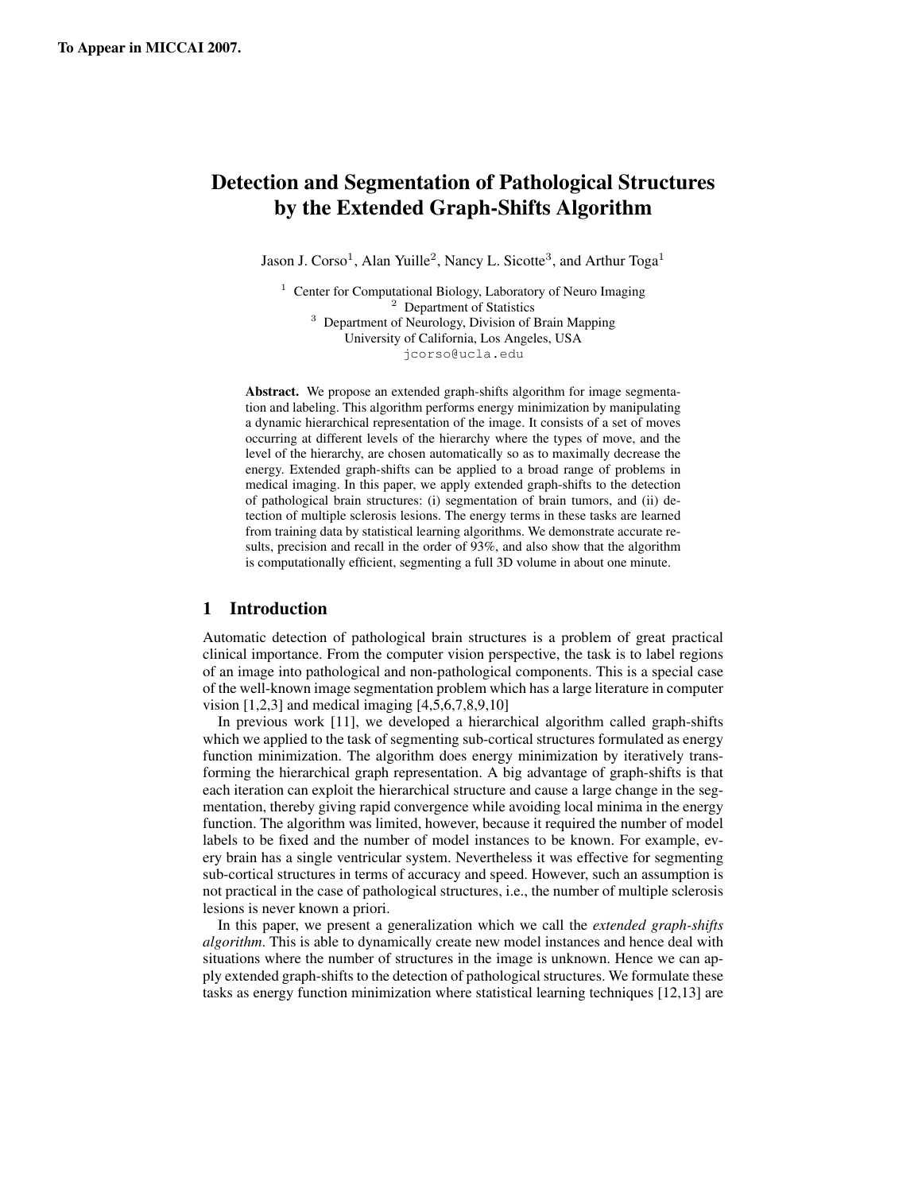**To Appear in MICCAI 2007.**

# Detection and Segmentation of Pathological Structures by the Extended Graph-Shifts Algorithm

Jason J. Corso[1], Alan Yuille[2], Nancy L. Sicotte[3], and Arthur Toga[1]

[1] Center for Computational Biology, Laboratory of Neuro Imaging
[2] Department of Statistics
[3] Department of Neurology, Division of Brain Mapping
University of California, Los Angeles, USA
jcorso@ucla.edu

**Abstract.** We propose an extended graph-shifts algorithm for image segmentation and labeling. This algorithm performs energy minimization by manipulating a dynamic hierarchical representation of the image. It consists of a set of moves occurring at different levels of the hierarchy where the types of move, and the level of the hierarchy, are chosen automatically so as to maximally decrease the energy. Extended graph-shifts can be applied to a broad range of problems in medical imaging. In this paper, we apply extended graph-shifts to the detection of pathological brain structures: (i) segmentation of brain tumors, and (ii) detection of multiple sclerosis lesions. The energy terms in these tasks are learned from training data by statistical learning algorithms. We demonstrate accurate results, precision and recall in the order of 93%, and also show that the algorithm is computationally efficient, segmenting a full 3D volume in about one minute.

## 1 Introduction

Automatic detection of pathological brain structures is a problem of great practical clinical importance. From the computer vision perspective, the task is to label regions of an image into pathological and non-pathological components. This is a special case of the well-known image segmentation problem which has a large literature in computer vision [1,2,3] and medical imaging [4,5,6,7,8,9,10]

In previous work [11], we developed a hierarchical algorithm called graph-shifts which we applied to the task of segmenting sub-cortical structures formulated as energy function minimization. The algorithm does energy minimization by iteratively transforming the hierarchical graph representation. A big advantage of graph-shifts is that each iteration can exploit the hierarchical structure and cause a large change in the segmentation, thereby giving rapid convergence while avoiding local minima in the energy function. The algorithm was limited, however, because it required the number of model labels to be fixed and the number of model instances to be known. For example, every brain has a single ventricular system. Nevertheless it was effective for segmenting sub-cortical structures in terms of accuracy and speed. However, such an assumption is not practical in the case of pathological structures, i.e., the number of multiple sclerosis lesions is never known a priori.

In this paper, we present a generalization which we call the *extended graph-shifts algorithm*. This is able to dynamically create new model instances and hence deal with situations where the number of structures in the image is unknown. Hence we can apply extended graph-shifts to the detection of pathological structures. We formulate these tasks as energy function minimization where statistical learning techniques [12,13] are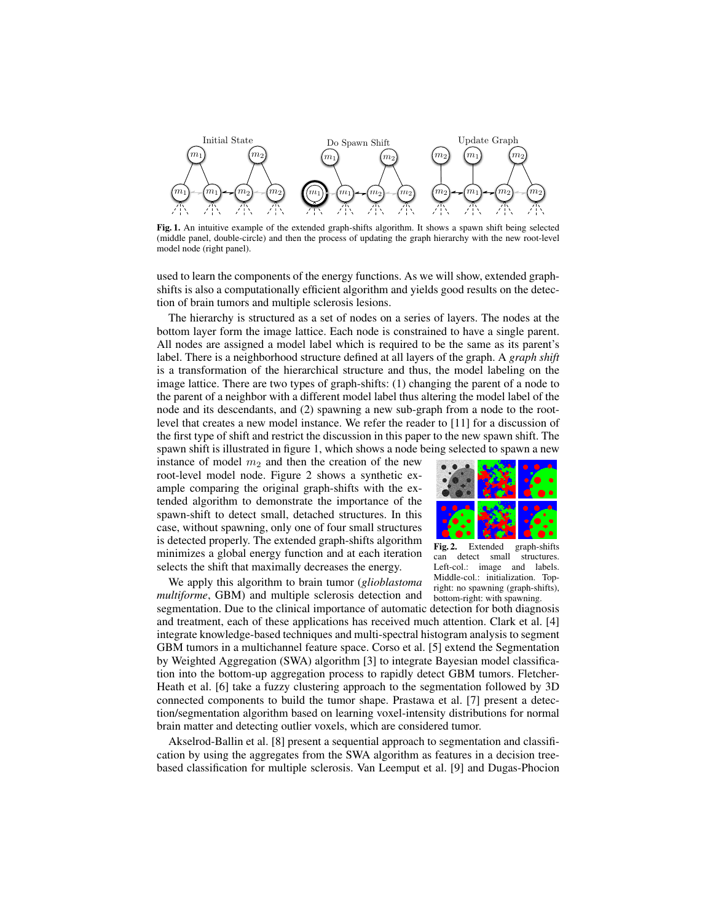**Fig. 1.** An intuitive example of the extended graph-shifts algorithm. It shows a spawn shift being selected (middle panel, double-circle) and then the process of updating the graph hierarchy with the new root-level model node (right panel).

used to learn the components of the energy functions. As we will show, extended graph-shifts is also a computationally efficient algorithm and yields good results on the detection of brain tumors and multiple sclerosis lesions.

The hierarchy is structured as a set of nodes on a series of layers. The nodes at the bottom layer form the image lattice. Each node is constrained to have a single parent. All nodes are assigned a model label which is required to be the same as its parent's label. There is a neighborhood structure defined at all layers of the graph. A *graph shift* is a transformation of the hierarchical structure and thus, the model labeling on the image lattice. There are two types of graph-shifts: (1) changing the parent of a node to the parent of a neighbor with a different model label thus altering the model label of the node and its descendants, and (2) spawning a new sub-graph from a node to the root-level that creates a new model instance. We refer the reader to [11] for a discussion of the first type of shift and restrict the discussion in this paper to the new spawn shift. The spawn shift is illustrated in figure 1, which shows a node being selected to spawn a new instance of model $m_2$ and then the creation of the new root-level model node. Figure 2 shows a synthetic example comparing the original graph-shifts with the extended algorithm to demonstrate the importance of the spawn-shift to detect small, detached structures. In this case, without spawning, only one of four small structures is detected properly. The extended graph-shifts algorithm minimizes a global energy function and at each iteration selects the shift that maximally decreases the energy.

**Fig. 2.** Extended graph-shifts can detect small structures. Left-col.: image and labels. Middle-col.: initialization. Top-right: no spawning (graph-shifts), bottom-right: with spawning.

We apply this algorithm to brain tumor (*glioblastoma multiforme*, GBM) and multiple sclerosis detection and segmentation. Due to the clinical importance of automatic detection for both diagnosis and treatment, each of these applications has received much attention. Clark et al. [4] integrate knowledge-based techniques and multi-spectral histogram analysis to segment GBM tumors in a multichannel feature space. Corso et al. [5] extend the Segmentation by Weighted Aggregation (SWA) algorithm [3] to integrate Bayesian model classification into the bottom-up aggregation process to rapidly detect GBM tumors. Fletcher-Heath et al. [6] take a fuzzy clustering approach to the segmentation followed by 3D connected components to build the tumor shape. Prastawa et al. [7] present a detection/segmentation algorithm based on learning voxel-intensity distributions for normal brain matter and detecting outlier voxels, which are considered tumor.

Akselrod-Ballin et al. [8] present a sequential approach to segmentation and classification by using the aggregates from the SWA algorithm as features in a decision tree-based classification for multiple sclerosis. Van Leemput et al. [9] and Dugas-Phocion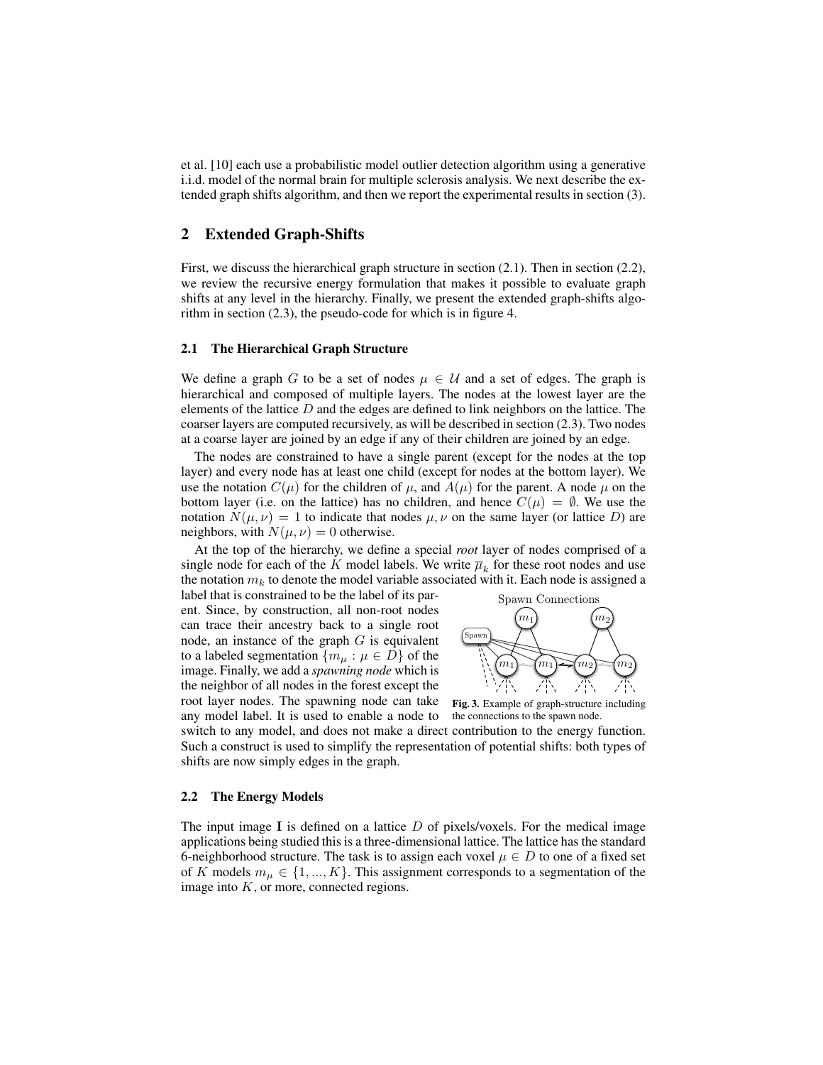et al. [10] each use a probabilistic model outlier detection algorithm using a generative i.i.d. model of the normal brain for multiple sclerosis analysis. We next describe the extended graph shifts algorithm, and then we report the experimental results in section (3).

## 2 Extended Graph-Shifts

First, we discuss the hierarchical graph structure in section (2.1). Then in section (2.2), we review the recursive energy formulation that makes it possible to evaluate graph shifts at any level in the hierarchy. Finally, we present the extended graph-shifts algorithm in section (2.3), the pseudo-code for which is in figure 4.

### 2.1 The Hierarchical Graph Structure

We define a graph $G$ to be a set of nodes $\mu \in \mathcal{U}$ and a set of edges. The graph is hierarchical and composed of multiple layers. The nodes at the lowest layer are the elements of the lattice $D$ and the edges are defined to link neighbors on the lattice. The coarser layers are computed recursively, as will be described in section (2.3). Two nodes at a coarse layer are joined by an edge if any of their children are joined by an edge.

The nodes are constrained to have a single parent (except for the nodes at the top layer) and every node has at least one child (except for nodes at the bottom layer). We use the notation $C(\mu)$ for the children of $\mu$, and $A(\mu)$ for the parent. A node $\mu$ on the bottom layer (i.e. on the lattice) has no children, and hence $C(\mu) = \emptyset$. We use the notation $N(\mu, \nu) = 1$ to indicate that nodes $\mu, \nu$ on the same layer (or lattice $D$) are neighbors, with $N(\mu, \nu) = 0$ otherwise.

At the top of the hierarchy, we define a special *root* layer of nodes comprised of a single node for each of the $K$ model labels. We write $\overline{\mu}_k$ for these root nodes and use the notation $m_k$ to denote the model variable associated with it. Each node is assigned a label that is constrained to be the label of its parent. Since, by construction, all non-root nodes can trace their ancestry back to a single root node, an instance of the graph $G$ is equivalent to a labeled segmentation $\{m_\mu : \mu \in D\}$ of the image. Finally, we add a *spawning node* which is the neighbor of all nodes in the forest except the root layer nodes. The spawning node can take any model label. It is used to enable a node to switch to any model, and does not make a direct contribution to the energy function. Such a construct is used to simplify the representation of potential shifts: both types of shifts are now simply edges in the graph.

**Fig. 3.** Example of graph-structure including the connections to the spawn node.

### 2.2 The Energy Models

The input image $\mathbf{I}$ is defined on a lattice $D$ of pixels/voxels. For the medical image applications being studied this is a three-dimensional lattice. The lattice has the standard 6-neighborhood structure. The task is to assign each voxel $\mu \in D$ to one of a fixed set of $K$ models $m_\mu \in \{1, ..., K\}$. This assignment corresponds to a segmentation of the image into $K$, or more, connected regions.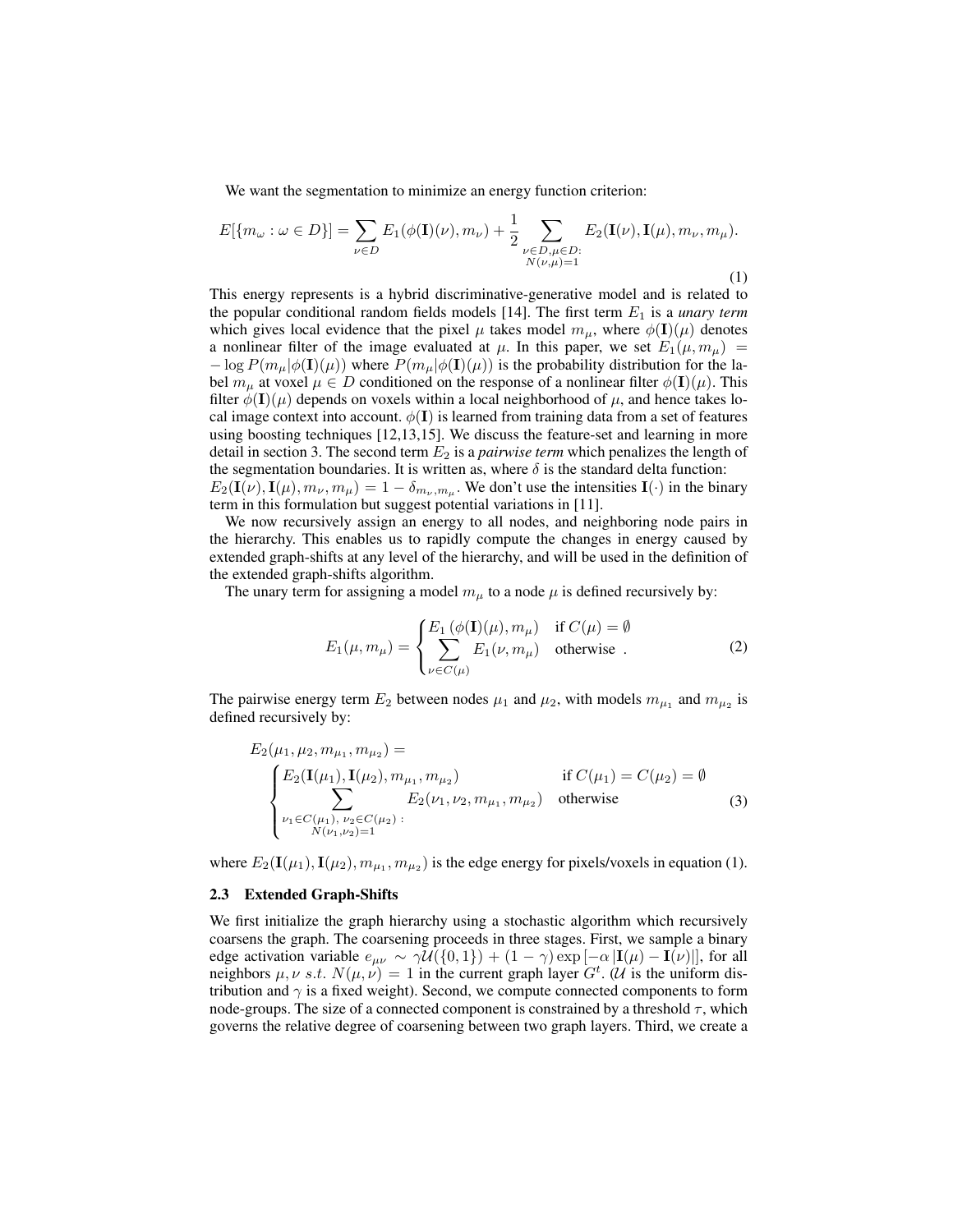We want the segmentation to minimize an energy function criterion:

$$E[\{m_\omega : \omega \in D\}] = \sum_{\nu \in D} E_1(\phi(\mathbf{I})(\nu), m_\nu) + \frac{1}{2} \sum_{\substack{\nu \in D, \mu \in D: \\ N(\nu,\mu)=1}} E_2(\mathbf{I}(\nu), \mathbf{I}(\mu), m_\nu, m_\mu). \tag{1}$$

This energy represents is a hybrid discriminative-generative model and is related to the popular conditional random fields models [14]. The first term $E_1$ is a *unary term* which gives local evidence that the pixel $\mu$ takes model $m_\mu$, where $\phi(\mathbf{I})(\mu)$ denotes a nonlinear filter of the image evaluated at $\mu$. In this paper, we set $E_1(\mu, m_\mu) = -\log P(m_\mu|\phi(\mathbf{I})(\mu))$ where $P(m_\mu|\phi(\mathbf{I})(\mu))$ is the probability distribution for the label $m_\mu$ at voxel $\mu \in D$ conditioned on the response of a nonlinear filter $\phi(\mathbf{I})(\mu)$. This filter $\phi(\mathbf{I})(\mu)$ depends on voxels within a local neighborhood of $\mu$, and hence takes local image context into account. $\phi(\mathbf{I})$ is learned from training data from a set of features using boosting techniques [12,13,15]. We discuss the feature-set and learning in more detail in section 3. The second term $E_2$ is a *pairwise term* which penalizes the length of the segmentation boundaries. It is written as, where $\delta$ is the standard delta function: $E_2(\mathbf{I}(\nu), \mathbf{I}(\mu), m_\nu, m_\mu) = 1 - \delta_{m_\nu, m_\mu}$. We don't use the intensities $\mathbf{I}(\cdot)$ in the binary term in this formulation but suggest potential variations in [11].

We now recursively assign an energy to all nodes, and neighboring node pairs in the hierarchy. This enables us to rapidly compute the changes in energy caused by extended graph-shifts at any level of the hierarchy, and will be used in the definition of the extended graph-shifts algorithm.

The unary term for assigning a model $m_\mu$ to a node $\mu$ is defined recursively by:

$$E_1(\mu, m_\mu) = \begin{cases} E_1\left(\phi(\mathbf{I})(\mu), m_\mu\right) & \text{if } C(\mu) = \emptyset \\ \sum_{\nu \in C(\mu)} E_1(\nu, m_\mu) & \text{otherwise} \end{cases}. \tag{2}$$

The pairwise energy term $E_2$ between nodes $\mu_1$ and $\mu_2$, with models $m_{\mu_1}$ and $m_{\mu_2}$ is defined recursively by:

$$E_2(\mu_1, \mu_2, m_{\mu_1}, m_{\mu_2}) = \begin{cases} E_2(\mathbf{I}(\mu_1), \mathbf{I}(\mu_2), m_{\mu_1}, m_{\mu_2}) & \text{if } C(\mu_1) = C(\mu_2) = \emptyset \\ \sum_{\substack{\nu_1 \in C(\mu_1),\ \nu_2 \in C(\mu_2): \\ N(\nu_1,\nu_2)=1}} E_2(\nu_1, \nu_2, m_{\mu_1}, m_{\mu_2}) & \text{otherwise} \end{cases} \tag{3}$$

where $E_2(\mathbf{I}(\mu_1), \mathbf{I}(\mu_2), m_{\mu_1}, m_{\mu_2})$ is the edge energy for pixels/voxels in equation (1).

### 2.3 Extended Graph-Shifts

We first initialize the graph hierarchy using a stochastic algorithm which recursively coarsens the graph. The coarsening proceeds in three stages. First, we sample a binary edge activation variable $e_{\mu\nu} \sim \gamma \mathcal{U}(\{0,1\}) + (1-\gamma)\exp\left[-\alpha\left|\mathbf{I}(\mu) - \mathbf{I}(\nu)\right|\right]$, for all neighbors $\mu, \nu$ $s.t.$ $N(\mu, \nu) = 1$ in the current graph layer $G^t$. ($\mathcal{U}$ is the uniform distribution and $\gamma$ is a fixed weight). Second, we compute connected components to form node-groups. The size of a connected component is constrained by a threshold $\tau$, which governs the relative degree of coarsening between two graph layers. Third, we create a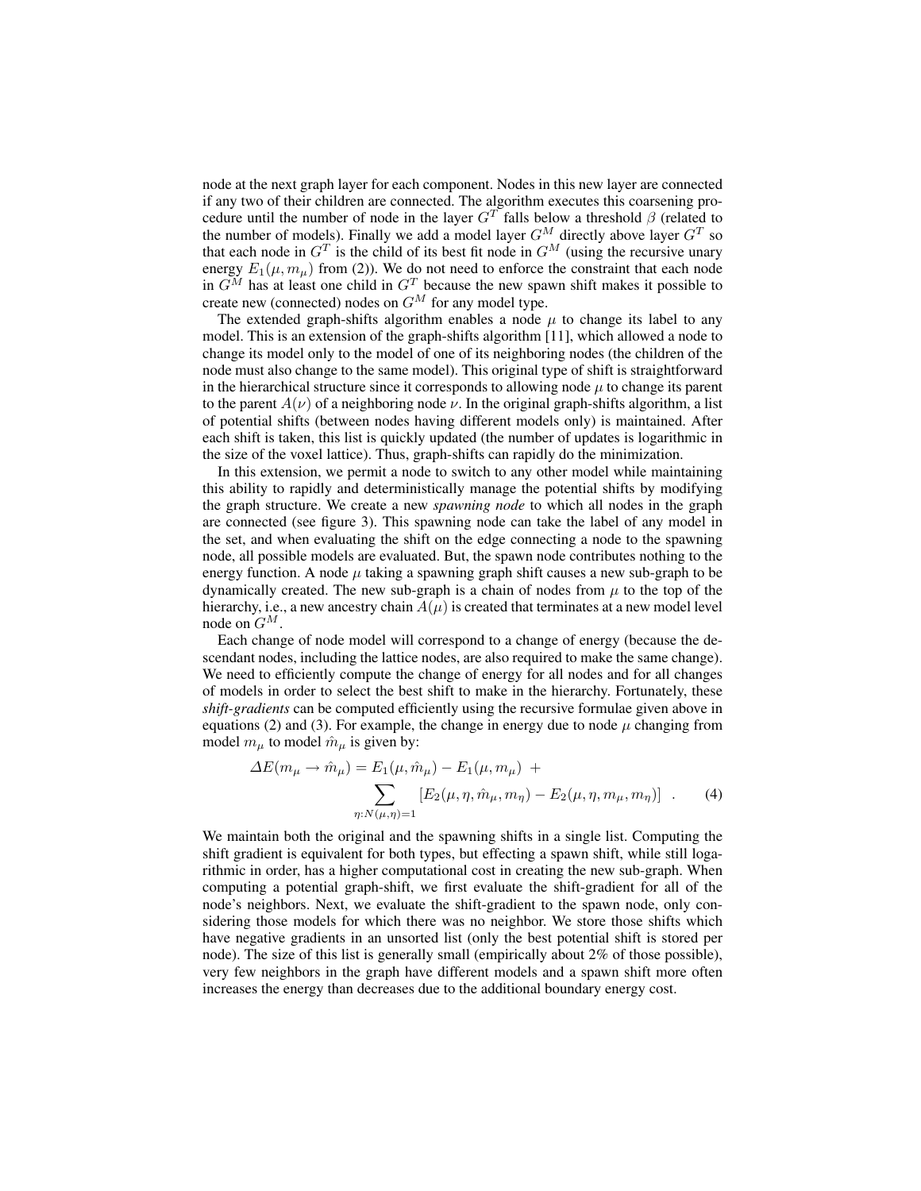node at the next graph layer for each component. Nodes in this new layer are connected if any two of their children are connected. The algorithm executes this coarsening procedure until the number of node in the layer $G^T$ falls below a threshold $\beta$ (related to the number of models). Finally we add a model layer $G^M$ directly above layer $G^T$ so that each node in $G^T$ is the child of its best fit node in $G^M$ (using the recursive unary energy $E_1(\mu, m_\mu)$ from (2)). We do not need to enforce the constraint that each node in $G^M$ has at least one child in $G^T$ because the new spawn shift makes it possible to create new (connected) nodes on $G^M$ for any model type.

The extended graph-shifts algorithm enables a node $\mu$ to change its label to any model. This is an extension of the graph-shifts algorithm [11], which allowed a node to change its model only to the model of one of its neighboring nodes (the children of the node must also change to the same model). This original type of shift is straightforward in the hierarchical structure since it corresponds to allowing node $\mu$ to change its parent to the parent $A(\nu)$ of a neighboring node $\nu$. In the original graph-shifts algorithm, a list of potential shifts (between nodes having different models only) is maintained. After each shift is taken, this list is quickly updated (the number of updates is logarithmic in the size of the voxel lattice). Thus, graph-shifts can rapidly do the minimization.

In this extension, we permit a node to switch to any other model while maintaining this ability to rapidly and deterministically manage the potential shifts by modifying the graph structure. We create a new *spawning node* to which all nodes in the graph are connected (see figure 3). This spawning node can take the label of any model in the set, and when evaluating the shift on the edge connecting a node to the spawning node, all possible models are evaluated. But, the spawn node contributes nothing to the energy function. A node $\mu$ taking a spawning graph shift causes a new sub-graph to be dynamically created. The new sub-graph is a chain of nodes from $\mu$ to the top of the hierarchy, i.e., a new ancestry chain $A(\mu)$ is created that terminates at a new model level node on $G^M$.

Each change of node model will correspond to a change of energy (because the descendant nodes, including the lattice nodes, are also required to make the same change). We need to efficiently compute the change of energy for all nodes and for all changes of models in order to select the best shift to make in the hierarchy. Fortunately, these *shift-gradients* can be computed efficiently using the recursive formulae given above in equations (2) and (3). For example, the change in energy due to node $\mu$ changing from model $m_\mu$ to model $\hat{m}_\mu$ is given by:

$$\Delta E(m_\mu \to \hat{m}_\mu) = E_1(\mu, \hat{m}_\mu) - E_1(\mu, m_\mu) \ + \sum_{\eta : N(\mu,\eta)=1} \left[ E_2(\mu, \eta, \hat{m}_\mu, m_\eta) - E_2(\mu, \eta, m_\mu, m_\eta) \right] \ . \tag{4}$$

We maintain both the original and the spawning shifts in a single list. Computing the shift gradient is equivalent for both types, but effecting a spawn shift, while still logarithmic in order, has a higher computational cost in creating the new sub-graph. When computing a potential graph-shift, we first evaluate the shift-gradient for all of the node's neighbors. Next, we evaluate the shift-gradient to the spawn node, only considering those models for which there was no neighbor. We store those shifts which have negative gradients in an unsorted list (only the best potential shift is stored per node). The size of this list is generally small (empirically about 2% of those possible), very few neighbors in the graph have different models and a spawn shift more often increases the energy than decreases due to the additional boundary energy cost.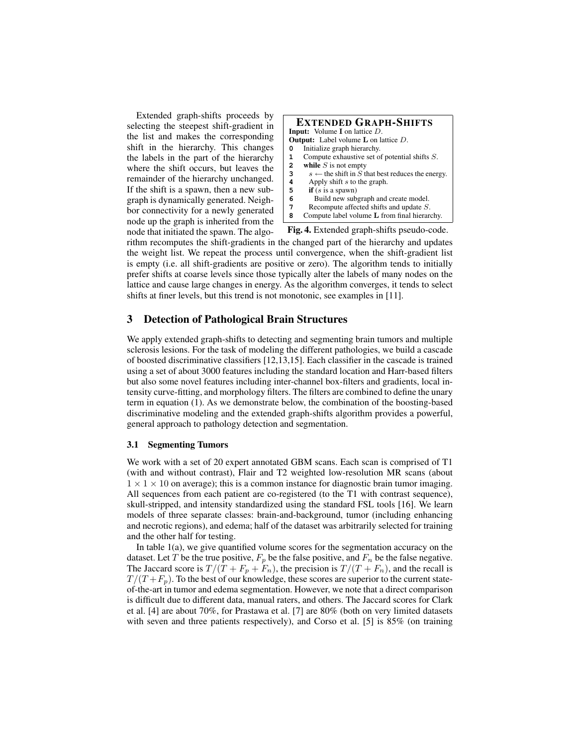Extended graph-shifts proceeds by selecting the steepest shift-gradient in the list and makes the corresponding shift in the hierarchy. This changes the labels in the part of the hierarchy where the shift occurs, but leaves the remainder of the hierarchy unchanged. If the shift is a spawn, then a new subgraph is dynamically generated. Neighbor connectivity for a newly generated node up the graph is inherited from the node that initiated the spawn. The algorithm recomputes the shift-gradients in the changed part of the hierarchy and updates the weight list. We repeat the process until convergence, when the shift-gradient list is empty (i.e. all shift-gradients are positive or zero). The algorithm tends to initially prefer shifts at coarse levels since those typically alter the labels of many nodes on the lattice and cause large changes in energy. As the algorithm converges, it tends to select shifts at finer levels, but this trend is not monotonic, see examples in [11].

```
EXTENDED GRAPH-SHIFTS
Input: Volume I on lattice D.
Output: Label volume L on lattice D.
0  Initialize graph hierarchy.
1  Compute exhaustive set of potential shifts S.
2  while S is not empty
3    s ← the shift in S that best reduces the energy.
4    Apply shift s to the graph.
5    if (s is a spawn)
6      Build new subgraph and create model.
7    Recompute affected shifts and update S.
8  Compute label volume L from final hierarchy.
```

**Fig. 4.** Extended graph-shifts pseudo-code.

## 3 Detection of Pathological Brain Structures

We apply extended graph-shifts to detecting and segmenting brain tumors and multiple sclerosis lesions. For the task of modeling the different pathologies, we build a cascade of boosted discriminative classifiers [12,13,15]. Each classifier in the cascade is trained using a set of about 3000 features including the standard location and Harr-based filters but also some novel features including inter-channel box-filters and gradients, local intensity curve-fitting, and morphology filters. The filters are combined to define the unary term in equation (1). As we demonstrate below, the combination of the boosting-based discriminative modeling and the extended graph-shifts algorithm provides a powerful, general approach to pathology detection and segmentation.

### 3.1 Segmenting Tumors

We work with a set of 20 expert annotated GBM scans. Each scan is comprised of T1 (with and without contrast), Flair and T2 weighted low-resolution MR scans (about $1 \times 1 \times 10$ on average); this is a common instance for diagnostic brain tumor imaging. All sequences from each patient are co-registered (to the T1 with contrast sequence), skull-stripped, and intensity standardized using the standard FSL tools [16]. We learn models of three separate classes: brain-and-background, tumor (including enhancing and necrotic regions), and edema; half of the dataset was arbitrarily selected for training and the other half for testing.

In table 1(a), we give quantified volume scores for the segmentation accuracy on the dataset. Let $T$ be the true positive, $F_p$ be the false positive, and $F_n$ be the false negative. The Jaccard score is $T/(T + F_p + F_n)$, the precision is $T/(T + F_n)$, and the recall is $T/(T + F_p)$. To the best of our knowledge, these scores are superior to the current state-of-the-art in tumor and edema segmentation. However, we note that a direct comparison is difficult due to different data, manual raters, and others. The Jaccard scores for Clark et al. [4] are about 70%, for Prastawa et al. [7] are 80% (both on very limited datasets with seven and three patients respectively), and Corso et al. [5] is 85% (on training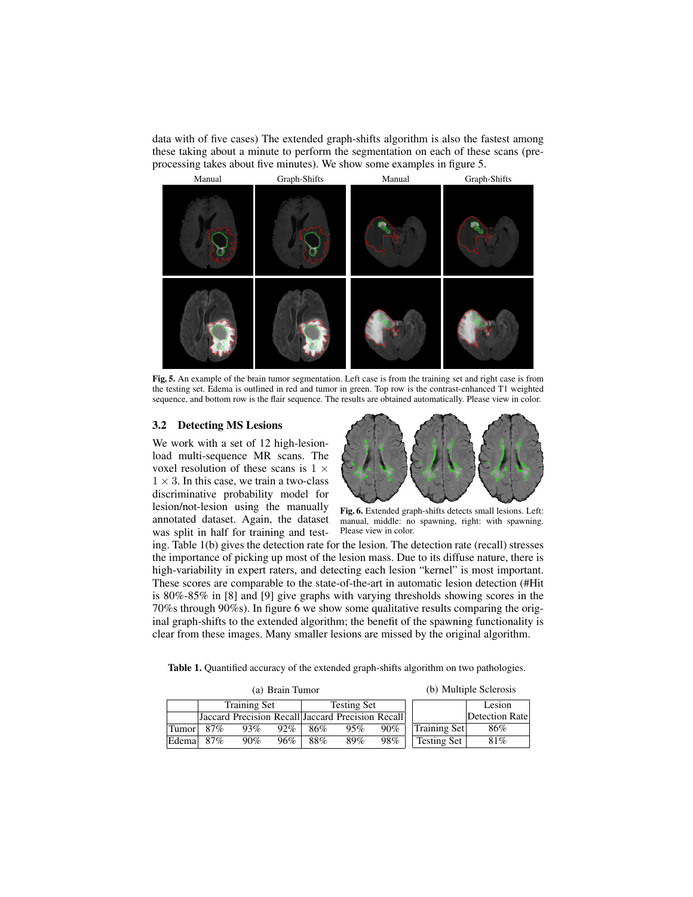data with of five cases) The extended graph-shifts algorithm is also the fastest among these taking about a minute to perform the segmentation on each of these scans (pre-processing takes about five minutes). We show some examples in figure 5.

**Fig. 5.** An example of the brain tumor segmentation. Left case is from the training set and right case is from the testing set. Edema is outlined in red and tumor in green. Top row is the contrast-enhanced T1 weighted sequence, and bottom row is the flair sequence. The results are obtained automatically. Please view in color.

### 3.2 Detecting MS Lesions

We work with a set of 12 high-lesion-load multi-sequence MR scans. The voxel resolution of these scans is $1 \times 1 \times 3$. In this case, we train a two-class discriminative probability model for lesion/not-lesion using the manually annotated dataset. Again, the dataset was split in half for training and testing. Table 1(b) gives the detection rate for the lesion. The detection rate (recall) stresses the importance of picking up most of the lesion mass. Due to its diffuse nature, there is high-variability in expert raters, and detecting each lesion "kernel" is most important. These scores are comparable to the state-of-the-art in automatic lesion detection (#Hit is 80%-85% in [8] and [9] give graphs with varying thresholds showing scores in the 70%s through 90%s). In figure 6 we show some qualitative results comparing the original graph-shifts to the extended algorithm; the benefit of the spawning functionality is clear from these images. Many smaller lesions are missed by the original algorithm.

**Fig. 6.** Extended graph-shifts detects small lesions. Left: manual, middle: no spawning, right: with spawning. Please view in color.

**Table 1.** Quantified accuracy of the extended graph-shifts algorithm on two pathologies.

(a) Brain Tumor

| | Training Set | | | Testing Set | | |
|---|---|---|---|---|---|---|
| | Jaccard | Precision | Recall | Jaccard | Precision | Recall |
| Tumor | 87% | 93% | 92% | 86% | 95% | 90% |
| Edema | 87% | 90% | 96% | 88% | 89% | 98% |

(b) Multiple Sclerosis

| | Lesion Detection Rate |
|---|---|
| Training Set | 86% |
| Testing Set | 81% |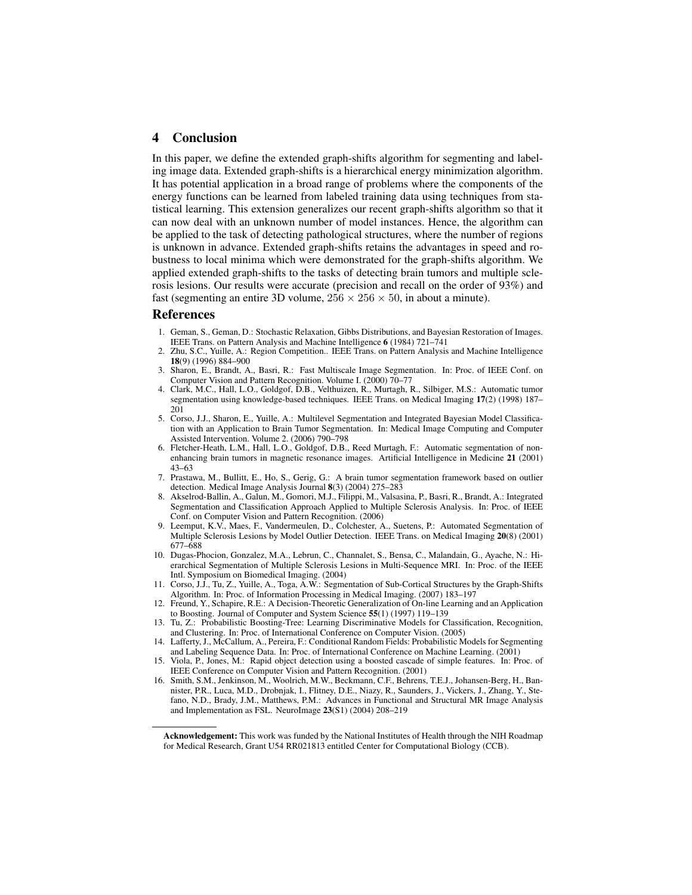## 4 Conclusion

In this paper, we define the extended graph-shifts algorithm for segmenting and labeling image data. Extended graph-shifts is a hierarchical energy minimization algorithm. It has potential application in a broad range of problems where the components of the energy functions can be learned from labeled training data using techniques from statistical learning. This extension generalizes our recent graph-shifts algorithm so that it can now deal with an unknown number of model instances. Hence, the algorithm can be applied to the task of detecting pathological structures, where the number of regions is unknown in advance. Extended graph-shifts retains the advantages in speed and robustness to local minima which were demonstrated for the graph-shifts algorithm. We applied extended graph-shifts to the tasks of detecting brain tumors and multiple sclerosis lesions. Our results were accurate (precision and recall on the order of 93%) and fast (segmenting an entire 3D volume, $256 \times 256 \times 50$, in about a minute).

## References

1. Geman, S., Geman, D.: Stochastic Relaxation, Gibbs Distributions, and Bayesian Restoration of Images. IEEE Trans. on Pattern Analysis and Machine Intelligence **6** (1984) 721–741
2. Zhu, S.C., Yuille, A.: Region Competition.. IEEE Trans. on Pattern Analysis and Machine Intelligence **18**(9) (1996) 884–900
3. Sharon, E., Brandt, A., Basri, R.: Fast Multiscale Image Segmentation. In: Proc. of IEEE Conf. on Computer Vision and Pattern Recognition. Volume I. (2000) 70–77
4. Clark, M.C., Hall, L.O., Goldgof, D.B., Velthuizen, R., Murtagh, R., Silbiger, M.S.: Automatic tumor segmentation using knowledge-based techniques. IEEE Trans. on Medical Imaging **17**(2) (1998) 187–201
5. Corso, J.J., Sharon, E., Yuille, A.: Multilevel Segmentation and Integrated Bayesian Model Classification with an Application to Brain Tumor Segmentation. In: Medical Image Computing and Computer Assisted Intervention. Volume 2. (2006) 790–798
6. Fletcher-Heath, L.M., Hall, L.O., Goldgof, D.B., Reed Murtagh, F.: Automatic segmentation of non-enhancing brain tumors in magnetic resonance images. Artificial Intelligence in Medicine **21** (2001) 43–63
7. Prastawa, M., Bullitt, E., Ho, S., Gerig, G.: A brain tumor segmentation framework based on outlier detection. Medical Image Analysis Journal **8**(3) (2004) 275–283
8. Akselrod-Ballin, A., Galun, M., Gomori, M.J., Filippi, M., Valsasina, P., Basri, R., Brandt, A.: Integrated Segmentation and Classification Approach Applied to Multiple Sclerosis Analysis. In: Proc. of IEEE Conf. on Computer Vision and Pattern Recognition. (2006)
9. Leemput, K.V., Maes, F., Vandermeulen, D., Colchester, A., Suetens, P.: Automated Segmentation of Multiple Sclerosis Lesions by Model Outlier Detection. IEEE Trans. on Medical Imaging **20**(8) (2001) 677–688
10. Dugas-Phocion, Gonzalez, M.A., Lebrun, C., Channalet, S., Bensa, C., Malandain, G., Ayache, N.: Hierarchical Segmentation of Multiple Sclerosis Lesions in Multi-Sequence MRI. In: Proc. of the IEEE Intl. Symposium on Biomedical Imaging. (2004)
11. Corso, J.J., Tu, Z., Yuille, A., Toga, A.W.: Segmentation of Sub-Cortical Structures by the Graph-Shifts Algorithm. In: Proc. of Information Processing in Medical Imaging. (2007) 183–197
12. Freund, Y., Schapire, R.E.: A Decision-Theoretic Generalization of On-line Learning and an Application to Boosting. Journal of Computer and System Science **55**(1) (1997) 119–139
13. Tu, Z.: Probabilistic Boosting-Tree: Learning Discriminative Models for Classification, Recognition, and Clustering. In: Proc. of International Conference on Computer Vision. (2005)
14. Lafferty, J., McCallum, A., Pereira, F.: Conditional Random Fields: Probabilistic Models for Segmenting and Labeling Sequence Data. In: Proc. of International Conference on Machine Learning. (2001)
15. Viola, P., Jones, M.: Rapid object detection using a boosted cascade of simple features. In: Proc. of IEEE Conference on Computer Vision and Pattern Recognition. (2001)
16. Smith, S.M., Jenkinson, M., Woolrich, M.W., Beckmann, C.F., Behrens, T.E.J., Johansen-Berg, H., Bannister, P.R., Luca, M.D., Drobnjak, I., Flitney, D.E., Niazy, R., Saunders, J., Vickers, J., Zhang, Y., Stefano, N.D., Brady, J.M., Matthews, P.M.: Advances in Functional and Structural MR Image Analysis and Implementation as FSL. NeuroImage **23**(S1) (2004) 208–219

---

**Acknowledgement:** This work was funded by the National Institutes of Health through the NIH Roadmap for Medical Research, Grant U54 RR021813 entitled Center for Computational Biology (CCB).